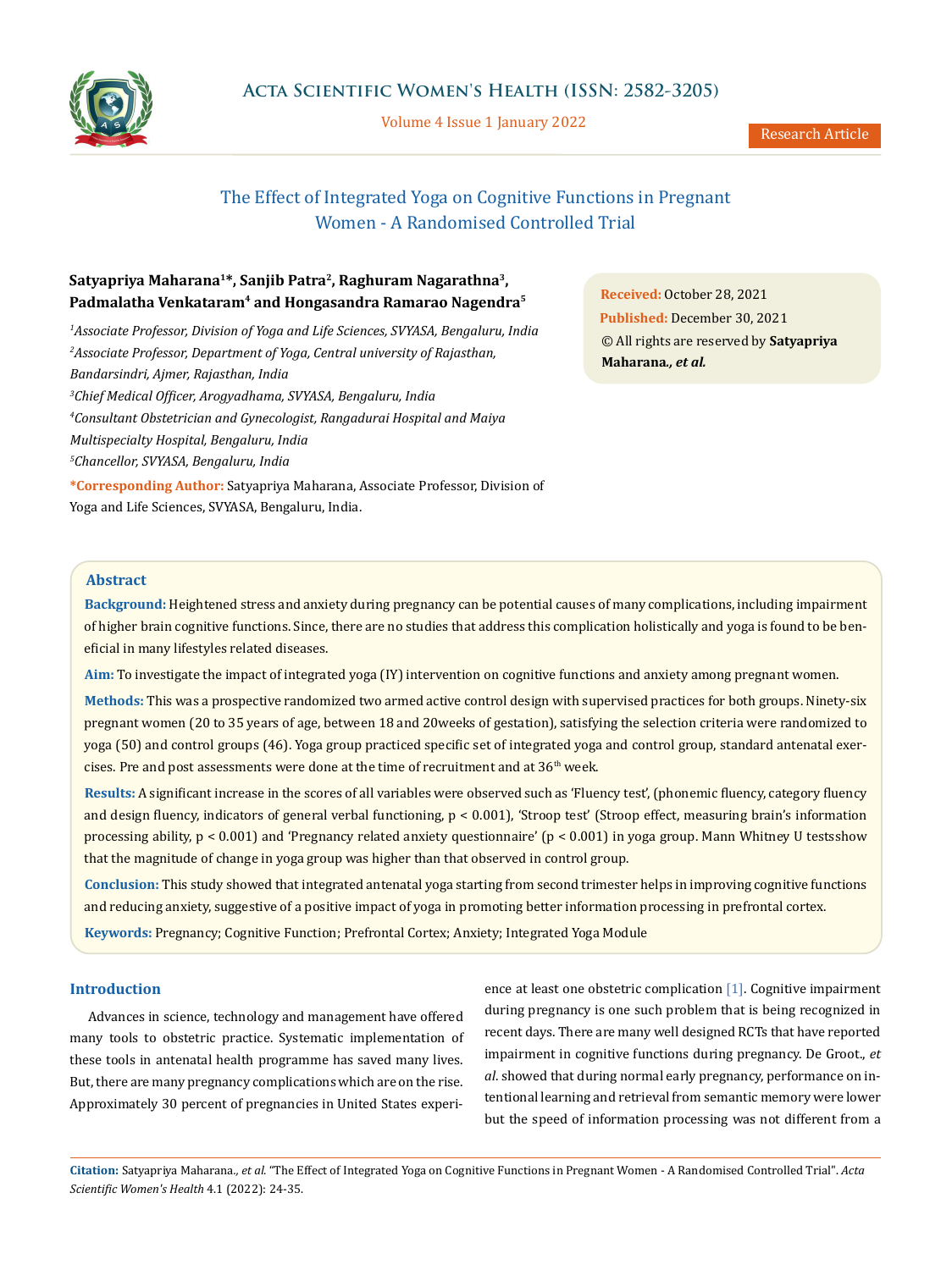# The Effect of Integrated Yoga on Cognitive Functions in Pregnant Women - A Randomised Controlled Trial

**Satyapriya Maharana[1]*, Sanjib Patra[2], Raghuram Nagarathna[3], Padmalatha Venkataram[4] and Hongasandra Ramarao Nagendra[5]**

*[1]Associate Professor, Division of Yoga and Life Sciences, SVYASA, Bengaluru, India*

*[2]Associate Professor, Department of Yoga, Central university of Rajasthan, Bandarsindri, Ajmer, Rajasthan, India*

*[3]Chief Medical Officer, Arogyadhama, SVYASA, Bengaluru, India*

*[4]Consultant Obstetrician and Gynecologist, Rangadurai Hospital and Maiya Multispecialty Hospital, Bengaluru, India*

*[5]Chancellor, SVYASA, Bengaluru, India*

**\*Corresponding Author:** Satyapriya Maharana, Associate Professor, Division of Yoga and Life Sciences, SVYASA, Bengaluru, India.

**Received:** October 28, 2021
**Published:** December 30, 2021
© All rights are reserved by **Satyapriya Maharana., *et al.***

## Abstract

**Background:** Heightened stress and anxiety during pregnancy can be potential causes of many complications, including impairment of higher brain cognitive functions. Since, there are no studies that address this complication holistically and yoga is found to be beneficial in many lifestyles related diseases.

**Aim:** To investigate the impact of integrated yoga (IY) intervention on cognitive functions and anxiety among pregnant women.

**Methods:** This was a prospective randomized two armed active control design with supervised practices for both groups. Ninety-six pregnant women (20 to 35 years of age, between 18 and 20weeks of gestation), satisfying the selection criteria were randomized to yoga (50) and control groups (46). Yoga group practiced specific set of integrated yoga and control group, standard antenatal exercises. Pre and post assessments were done at the time of recruitment and at 36th week.

**Results:** A significant increase in the scores of all variables were observed such as 'Fluency test', (phonemic fluency, category fluency and design fluency, indicators of general verbal functioning, $p < 0.001$), 'Stroop test' (Stroop effect, measuring brain's information processing ability, $p < 0.001$) and 'Pregnancy related anxiety questionnaire' ($p < 0.001$) in yoga group. Mann Whitney U testsshow that the magnitude of change in yoga group was higher than that observed in control group.

**Conclusion:** This study showed that integrated antenatal yoga starting from second trimester helps in improving cognitive functions and reducing anxiety, suggestive of a positive impact of yoga in promoting better information processing in prefrontal cortex.

**Keywords:** Pregnancy; Cognitive Function; Prefrontal Cortex; Anxiety; Integrated Yoga Module

## Introduction

Advances in science, technology and management have offered many tools to obstetric practice. Systematic implementation of these tools in antenatal health programme has saved many lives. But, there are many pregnancy complications which are on the rise. Approximately 30 percent of pregnancies in United States experience at least one obstetric complication [1]. Cognitive impairment during pregnancy is one such problem that is being recognized in recent days. There are many well designed RCTs that have reported impairment in cognitive functions during pregnancy. De Groot., *et al*. showed that during normal early pregnancy, performance on intentional learning and retrieval from semantic memory were lower but the speed of information processing was not different from a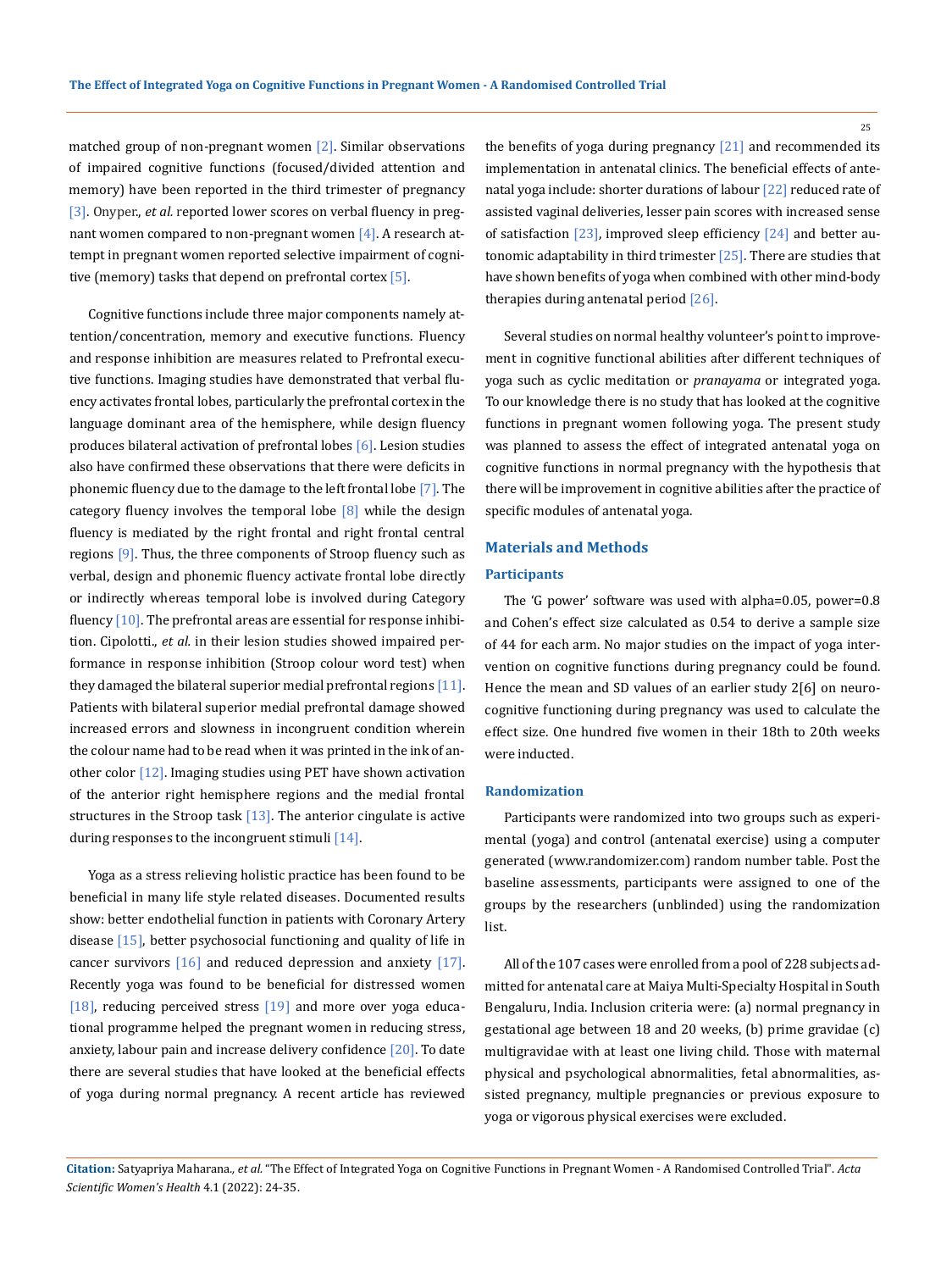matched group of non-pregnant women [2]. Similar observations of impaired cognitive functions (focused/divided attention and memory) have been reported in the third trimester of pregnancy [3]. Onyper., *et al.* reported lower scores on verbal fluency in pregnant women compared to non-pregnant women [4]. A research attempt in pregnant women reported selective impairment of cognitive (memory) tasks that depend on prefrontal cortex [5].

Cognitive functions include three major components namely attention/concentration, memory and executive functions. Fluency and response inhibition are measures related to Prefrontal executive functions. Imaging studies have demonstrated that verbal fluency activates frontal lobes, particularly the prefrontal cortex in the language dominant area of the hemisphere, while design fluency produces bilateral activation of prefrontal lobes [6]. Lesion studies also have confirmed these observations that there were deficits in phonemic fluency due to the damage to the left frontal lobe [7]. The category fluency involves the temporal lobe [8] while the design fluency is mediated by the right frontal and right frontal central regions [9]. Thus, the three components of Stroop fluency such as verbal, design and phonemic fluency activate frontal lobe directly or indirectly whereas temporal lobe is involved during Category fluency [10]. The prefrontal areas are essential for response inhibition. Cipolotti., *et al.* in their lesion studies showed impaired performance in response inhibition (Stroop colour word test) when they damaged the bilateral superior medial prefrontal regions [11]. Patients with bilateral superior medial prefrontal damage showed increased errors and slowness in incongruent condition wherein the colour name had to be read when it was printed in the ink of another color [12]. Imaging studies using PET have shown activation of the anterior right hemisphere regions and the medial frontal structures in the Stroop task [13]. The anterior cingulate is active during responses to the incongruent stimuli [14].

Yoga as a stress relieving holistic practice has been found to be beneficial in many life style related diseases. Documented results show: better endothelial function in patients with Coronary Artery disease [15], better psychosocial functioning and quality of life in cancer survivors [16] and reduced depression and anxiety [17]. Recently yoga was found to be beneficial for distressed women [18], reducing perceived stress [19] and more over yoga educational programme helped the pregnant women in reducing stress, anxiety, labour pain and increase delivery confidence [20]. To date there are several studies that have looked at the beneficial effects of yoga during normal pregnancy. A recent article has reviewed the benefits of yoga during pregnancy [21] and recommended its implementation in antenatal clinics. The beneficial effects of antenatal yoga include: shorter durations of labour [22] reduced rate of assisted vaginal deliveries, lesser pain scores with increased sense of satisfaction [23], improved sleep efficiency [24] and better autonomic adaptability in third trimester [25]. There are studies that have shown benefits of yoga when combined with other mind-body therapies during antenatal period [26].

Several studies on normal healthy volunteer's point to improvement in cognitive functional abilities after different techniques of yoga such as cyclic meditation or *pranayama* or integrated yoga. To our knowledge there is no study that has looked at the cognitive functions in pregnant women following yoga. The present study was planned to assess the effect of integrated antenatal yoga on cognitive functions in normal pregnancy with the hypothesis that there will be improvement in cognitive abilities after the practice of specific modules of antenatal yoga.

## Materials and Methods

### Participants

The 'G power' software was used with alpha=0.05, power=0.8 and Cohen's effect size calculated as 0.54 to derive a sample size of 44 for each arm. No major studies on the impact of yoga intervention on cognitive functions during pregnancy could be found. Hence the mean and SD values of an earlier study 2[6] on neurocognitive functioning during pregnancy was used to calculate the effect size. One hundred five women in their 18th to 20th weeks were inducted.

### Randomization

Participants were randomized into two groups such as experimental (yoga) and control (antenatal exercise) using a computer generated (www.randomizer.com) random number table. Post the baseline assessments, participants were assigned to one of the groups by the researchers (unblinded) using the randomization list.

All of the 107 cases were enrolled from a pool of 228 subjects admitted for antenatal care at Maiya Multi-Specialty Hospital in South Bengaluru, India. Inclusion criteria were: (a) normal pregnancy in gestational age between 18 and 20 weeks, (b) prime gravidae (c) multigravidae with at least one living child. Those with maternal physical and psychological abnormalities, fetal abnormalities, assisted pregnancy, multiple pregnancies or previous exposure to yoga or vigorous physical exercises were excluded.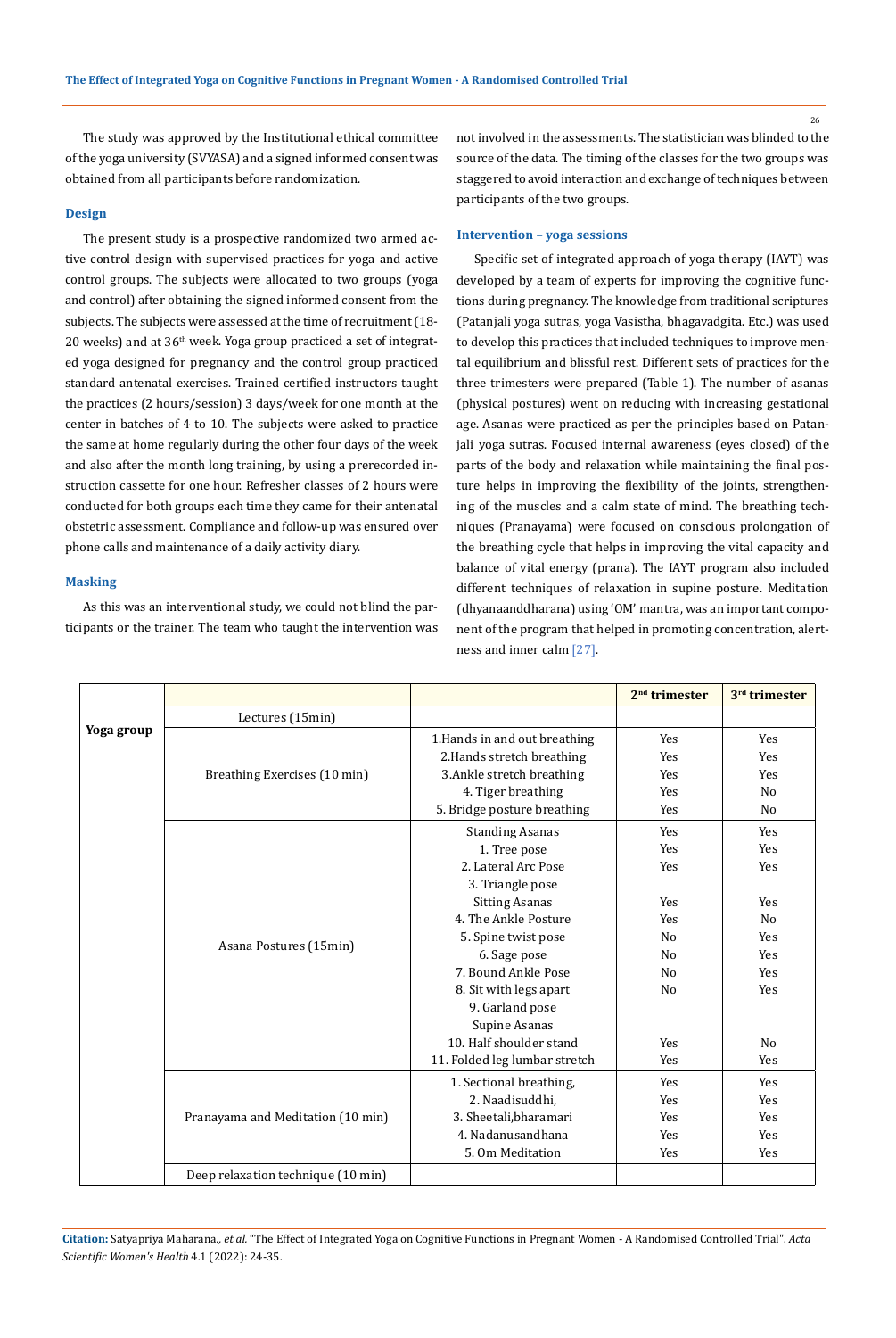The study was approved by the Institutional ethical committee of the yoga university (SVYASA) and a signed informed consent was obtained from all participants before randomization.

### Design

The present study is a prospective randomized two armed active control design with supervised practices for yoga and active control groups. The subjects were allocated to two groups (yoga and control) after obtaining the signed informed consent from the subjects. The subjects were assessed at the time of recruitment (18-20 weeks) and at 36th week. Yoga group practiced a set of integrated yoga designed for pregnancy and the control group practiced standard antenatal exercises. Trained certified instructors taught the practices (2 hours/session) 3 days/week for one month at the center in batches of 4 to 10. The subjects were asked to practice the same at home regularly during the other four days of the week and also after the month long training, by using a prerecorded instruction cassette for one hour. Refresher classes of 2 hours were conducted for both groups each time they came for their antenatal obstetric assessment. Compliance and follow-up was ensured over phone calls and maintenance of a daily activity diary.

### Masking

As this was an interventional study, we could not blind the participants or the trainer. The team who taught the intervention was not involved in the assessments. The statistician was blinded to the source of the data. The timing of the classes for the two groups was staggered to avoid interaction and exchange of techniques between participants of the two groups.

### Intervention – yoga sessions

Specific set of integrated approach of yoga therapy (IAYT) was developed by a team of experts for improving the cognitive functions during pregnancy. The knowledge from traditional scriptures (Patanjali yoga sutras, yoga Vasistha, bhagavadgita. Etc.) was used to develop this practices that included techniques to improve mental equilibrium and blissful rest. Different sets of practices for the three trimesters were prepared (Table 1). The number of asanas (physical postures) went on reducing with increasing gestational age. Asanas were practiced as per the principles based on Patanjali yoga sutras. Focused internal awareness (eyes closed) of the parts of the body and relaxation while maintaining the final posture helps in improving the flexibility of the joints, strengthening of the muscles and a calm state of mind. The breathing techniques (Pranayama) were focused on conscious prolongation of the breathing cycle that helps in improving the vital capacity and balance of vital energy (prana). The IAYT program also included different techniques of relaxation in supine posture. Meditation (dhyanaanddharana) using 'OM' mantra, was an important component of the program that helped in promoting concentration, alertness and inner calm [27].

| | | | 2nd trimester | 3rd trimester |
|---|---|---|---|---|
| Yoga group | Lectures (15min) | | | |
| | Breathing Exercises (10 min) | 1.Hands in and out breathing | Yes | Yes |
| | | 2.Hands stretch breathing | Yes | Yes |
| | | 3.Ankle stretch breathing | Yes | Yes |
| | | 4. Tiger breathing | Yes | No |
| | | 5. Bridge posture breathing | Yes | No |
| | Asana Postures (15min) | Standing Asanas | Yes | Yes |
| | | 1. Tree pose | Yes | Yes |
| | | 2. Lateral Arc Pose | Yes | Yes |
| | | 3. Triangle pose | | |
| | | Sitting Asanas | Yes | Yes |
| | | 4. The Ankle Posture | Yes | No |
| | | 5. Spine twist pose | No | Yes |
| | | 6. Sage pose | No | Yes |
| | | 7. Bound Ankle Pose | No | Yes |
| | | 8. Sit with legs apart | No | Yes |
| | | 9. Garland pose | | |
| | | Supine Asanas | | |
| | | 10. Half shoulder stand | Yes | No |
| | | 11. Folded leg lumbar stretch | Yes | Yes |
| | Pranayama and Meditation (10 min) | 1. Sectional breathing, | Yes | Yes |
| | | 2. Naadisuddhi, | Yes | Yes |
| | | 3. Sheetali,bharamari | Yes | Yes |
| | | 4. Nadanusandhana | Yes | Yes |
| | | 5. Om Meditation | Yes | Yes |
| | Deep relaxation technique (10 min) | | | |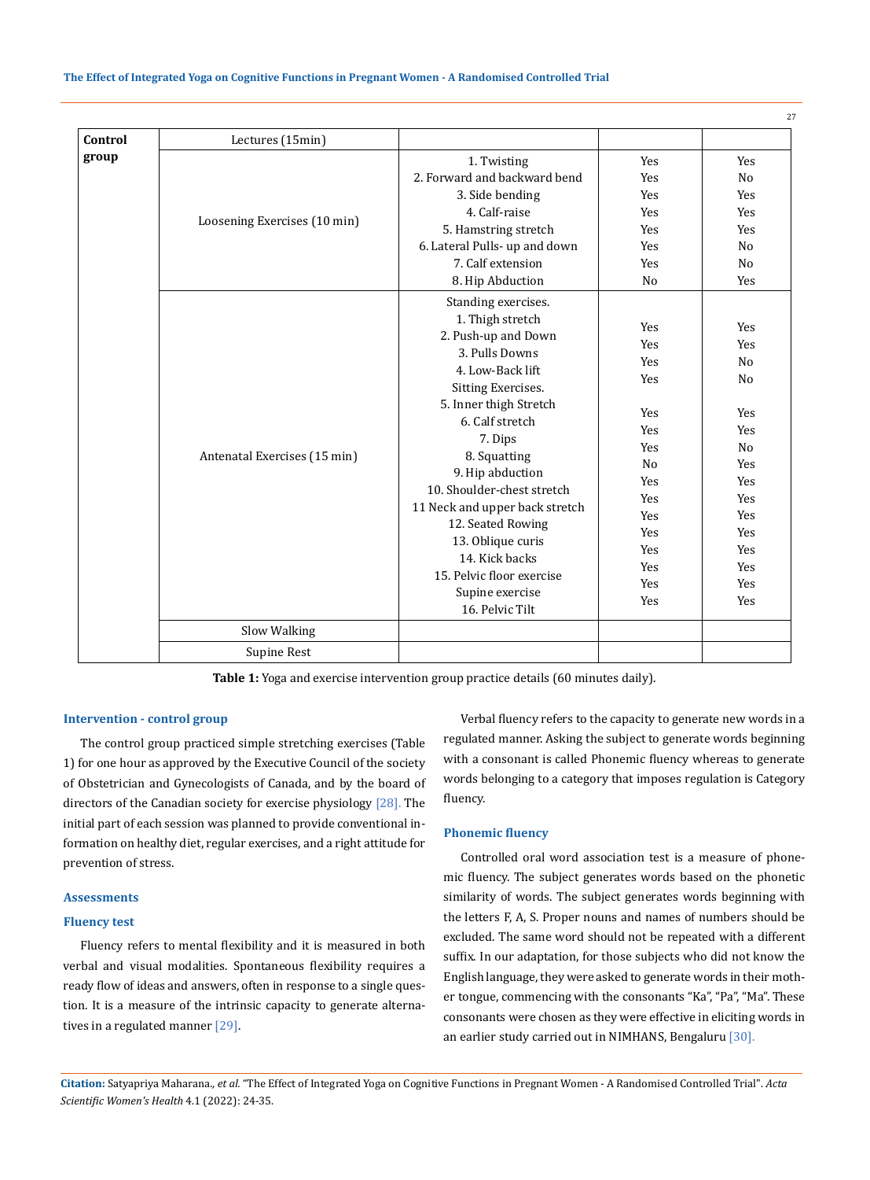| | | | | |
|---|---|---|---|---|
| **Control group** | Lectures (15min) | | | |
| | Loosening Exercises (10 min) | 1. Twisting | Yes | Yes |
| | | 2. Forward and backward bend | Yes | No |
| | | 3. Side bending | Yes | Yes |
| | | 4. Calf-raise | Yes | Yes |
| | | 5. Hamstring stretch | Yes | Yes |
| | | 6. Lateral Pulls- up and down | Yes | No |
| | | 7. Calf extension | Yes | No |
| | | 8. Hip Abduction | No | Yes |
| | Antenatal Exercises (15 min) | Standing exercises. | | |
| | | 1. Thigh stretch | Yes | Yes |
| | | 2. Push-up and Down | Yes | Yes |
| | | 3. Pulls Downs | Yes | No |
| | | 4. Low-Back lift | Yes | No |
| | | Sitting Exercises. | | |
| | | 5. Inner thigh Stretch | Yes | Yes |
| | | 6. Calf stretch | Yes | Yes |
| | | 7. Dips | Yes | No |
| | | 8. Squatting | No | Yes |
| | | 9. Hip abduction | Yes | Yes |
| | | 10. Shoulder-chest stretch | Yes | Yes |
| | | 11 Neck and upper back stretch | Yes | Yes |
| | | 12. Seated Rowing | Yes | Yes |
| | | 13. Oblique curis | Yes | Yes |
| | | 14. Kick backs | Yes | Yes |
| | | 15. Pelvic floor exercise | Yes | Yes |
| | | Supine exercise | | |
| | | 16. Pelvic Tilt | Yes | Yes |
| | Slow Walking | | | |
| | Supine Rest | | | |

**Table 1:** Yoga and exercise intervention group practice details (60 minutes daily).

### Intervention - control group

The control group practiced simple stretching exercises (Table 1) for one hour as approved by the Executive Council of the society of Obstetrician and Gynecologists of Canada, and by the board of directors of the Canadian society for exercise physiology [28]. The initial part of each session was planned to provide conventional information on healthy diet, regular exercises, and a right attitude for prevention of stress.

### Assessments

### Fluency test

Fluency refers to mental flexibility and it is measured in both verbal and visual modalities. Spontaneous flexibility requires a ready flow of ideas and answers, often in response to a single question. It is a measure of the intrinsic capacity to generate alternatives in a regulated manner [29].

Verbal fluency refers to the capacity to generate new words in a regulated manner. Asking the subject to generate words beginning with a consonant is called Phonemic fluency whereas to generate words belonging to a category that imposes regulation is Category fluency.

### Phonemic fluency

Controlled oral word association test is a measure of phonemic fluency. The subject generates words based on the phonetic similarity of words. The subject generates words beginning with the letters F, A, S. Proper nouns and names of numbers should be excluded. The same word should not be repeated with a different suffix. In our adaptation, for those subjects who did not know the English language, they were asked to generate words in their mother tongue, commencing with the consonants "Ka", "Pa", "Ma". These consonants were chosen as they were effective in eliciting words in an earlier study carried out in NIMHANS, Bengaluru [30].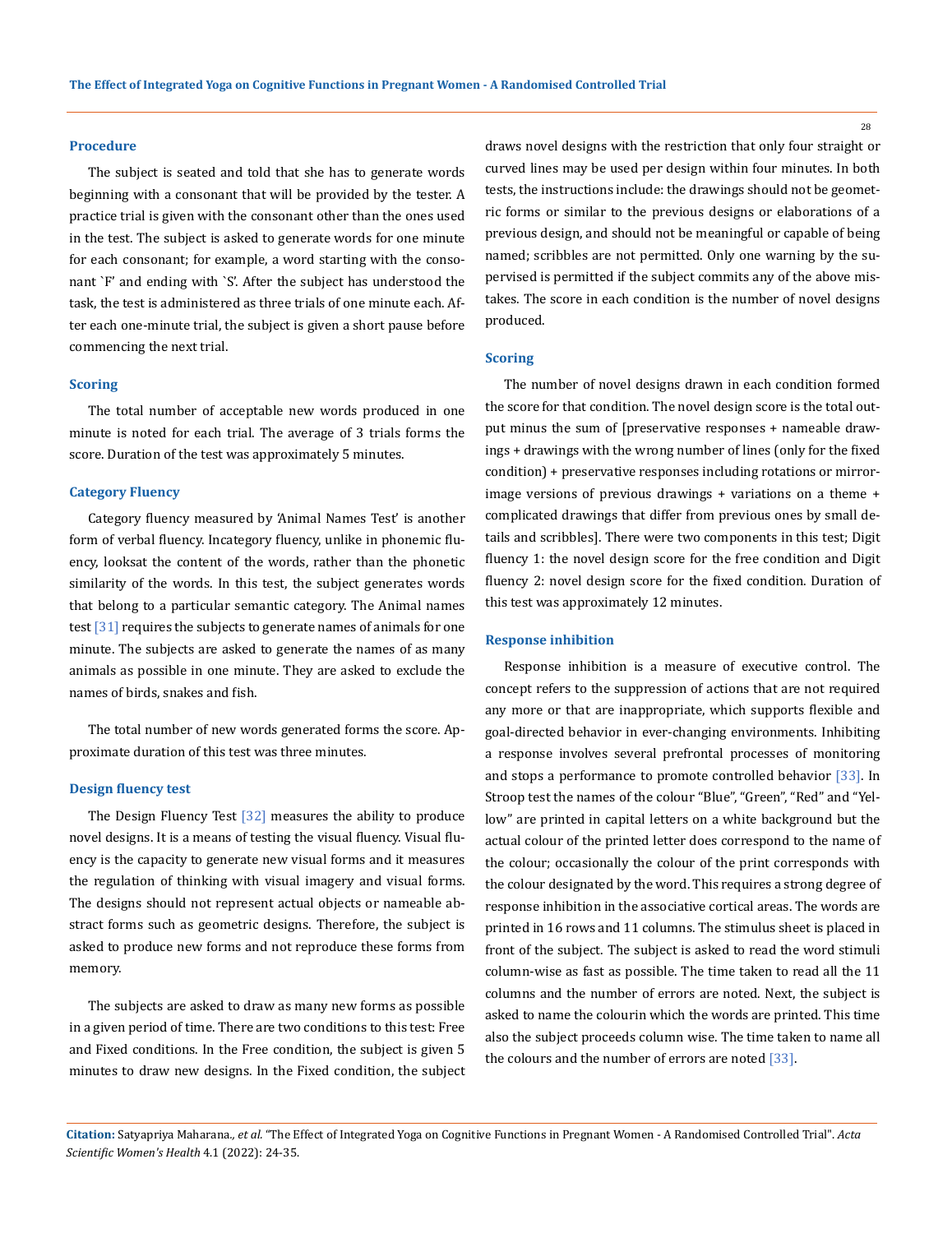### Procedure

The subject is seated and told that she has to generate words beginning with a consonant that will be provided by the tester. A practice trial is given with the consonant other than the ones used in the test. The subject is asked to generate words for one minute for each consonant; for example, a word starting with the consonant `F' and ending with `S'. After the subject has understood the task, the test is administered as three trials of one minute each. After each one-minute trial, the subject is given a short pause before commencing the next trial.

### Scoring

The total number of acceptable new words produced in one minute is noted for each trial. The average of 3 trials forms the score. Duration of the test was approximately 5 minutes.

### Category Fluency

Category fluency measured by 'Animal Names Test' is another form of verbal fluency. Incategory fluency, unlike in phonemic fluency, looksat the content of the words, rather than the phonetic similarity of the words. In this test, the subject generates words that belong to a particular semantic category. The Animal names test [31] requires the subjects to generate names of animals for one minute. The subjects are asked to generate the names of as many animals as possible in one minute. They are asked to exclude the names of birds, snakes and fish.

The total number of new words generated forms the score. Approximate duration of this test was three minutes.

### Design fluency test

The Design Fluency Test [32] measures the ability to produce novel designs. It is a means of testing the visual fluency. Visual fluency is the capacity to generate new visual forms and it measures the regulation of thinking with visual imagery and visual forms. The designs should not represent actual objects or nameable abstract forms such as geometric designs. Therefore, the subject is asked to produce new forms and not reproduce these forms from memory.

The subjects are asked to draw as many new forms as possible in a given period of time. There are two conditions to this test: Free and Fixed conditions. In the Free condition, the subject is given 5 minutes to draw new designs. In the Fixed condition, the subject draws novel designs with the restriction that only four straight or curved lines may be used per design within four minutes. In both tests, the instructions include: the drawings should not be geometric forms or similar to the previous designs or elaborations of a previous design, and should not be meaningful or capable of being named; scribbles are not permitted. Only one warning by the supervised is permitted if the subject commits any of the above mistakes. The score in each condition is the number of novel designs produced.

### Scoring

The number of novel designs drawn in each condition formed the score for that condition. The novel design score is the total output minus the sum of [preservative responses + nameable drawings + drawings with the wrong number of lines (only for the fixed condition) + preservative responses including rotations or mirror-image versions of previous drawings + variations on a theme + complicated drawings that differ from previous ones by small details and scribbles]. There were two components in this test; Digit fluency 1: the novel design score for the free condition and Digit fluency 2: novel design score for the fixed condition. Duration of this test was approximately 12 minutes.

### Response inhibition

Response inhibition is a measure of executive control. The concept refers to the suppression of actions that are not required any more or that are inappropriate, which supports flexible and goal-directed behavior in ever-changing environments. Inhibiting a response involves several prefrontal processes of monitoring and stops a performance to promote controlled behavior [33]. In Stroop test the names of the colour "Blue", "Green", "Red" and "Yellow" are printed in capital letters on a white background but the actual colour of the printed letter does correspond to the name of the colour; occasionally the colour of the print corresponds with the colour designated by the word. This requires a strong degree of response inhibition in the associative cortical areas. The words are printed in 16 rows and 11 columns. The stimulus sheet is placed in front of the subject. The subject is asked to read the word stimuli column-wise as fast as possible. The time taken to read all the 11 columns and the number of errors are noted. Next, the subject is asked to name the colourin which the words are printed. This time also the subject proceeds column wise. The time taken to name all the colours and the number of errors are noted [33].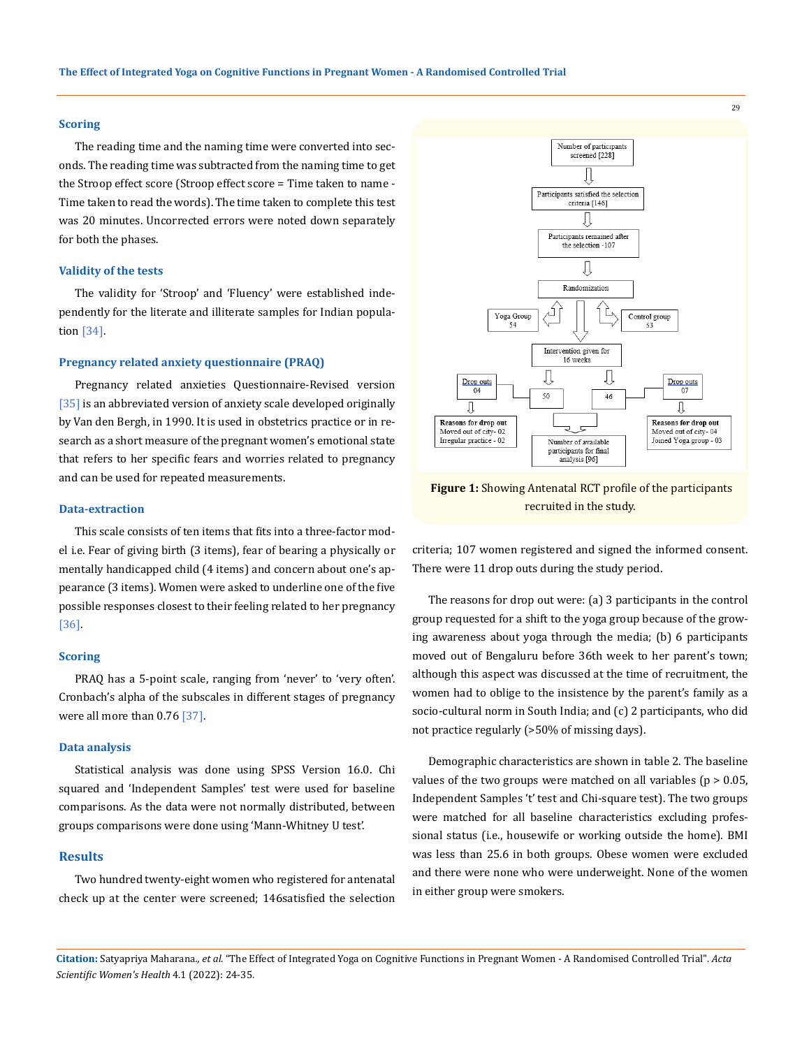### Scoring

The reading time and the naming time were converted into seconds. The reading time was subtracted from the naming time to get the Stroop effect score (Stroop effect score = Time taken to name - Time taken to read the words). The time taken to complete this test was 20 minutes. Uncorrected errors were noted down separately for both the phases.

### Validity of the tests

The validity for 'Stroop' and 'Fluency' were established independently for the literate and illiterate samples for Indian population [34].

### Pregnancy related anxiety questionnaire (PRAQ)

Pregnancy related anxieties Questionnaire-Revised version [35] is an abbreviated version of anxiety scale developed originally by Van den Bergh, in 1990. It is used in obstetrics practice or in research as a short measure of the pregnant women's emotional state that refers to her specific fears and worries related to pregnancy and can be used for repeated measurements.

### Data-extraction

This scale consists of ten items that fits into a three-factor model i.e. Fear of giving birth (3 items), fear of bearing a physically or mentally handicapped child (4 items) and concern about one's appearance (3 items). Women were asked to underline one of the five possible responses closest to their feeling related to her pregnancy [36].

### Scoring

PRAQ has a 5-point scale, ranging from 'never' to 'very often'. Cronbach's alpha of the subscales in different stages of pregnancy were all more than 0.76 [37].

### Data analysis

Statistical analysis was done using SPSS Version 16.0. Chi squared and 'Independent Samples' test were used for baseline comparisons. As the data were not normally distributed, between groups comparisons were done using 'Mann-Whitney U test'.

## Results

Two hundred twenty-eight women who registered for antenatal check up at the center were screened; 146satisfied the selection criteria; 107 women registered and signed the informed consent. There were 11 drop outs during the study period.

Number of participants screened [228]

Participants satisfied the selection criteria [146]

Participants remained after the selection -107

Randomization

Yoga Group 54

Control group 53

Intervention given for 16 weeks

Drop outs 04

50

46

Drop outs 07

Reasons for drop out
Moved out of city- 02
Irregular practice - 02

Number of available participants for final analysis [96]

Reasons for drop out
Moved out of city- 04
Joined Yoga group - 03

**Figure 1:** Showing Antenatal RCT profile of the participants recruited in the study.

The reasons for drop out were: (a) 3 participants in the control group requested for a shift to the yoga group because of the growing awareness about yoga through the media; (b) 6 participants moved out of Bengaluru before 36th week to her parent's town; although this aspect was discussed at the time of recruitment, the women had to oblige to the insistence by the parent's family as a socio-cultural norm in South India; and (c) 2 participants, who did not practice regularly (>50% of missing days).

Demographic characteristics are shown in table 2. The baseline values of the two groups were matched on all variables ($p > 0.05$, Independent Samples 't' test and Chi-square test). The two groups were matched for all baseline characteristics excluding professional status (i.e., housewife or working outside the home). BMI was less than 25.6 in both groups. Obese women were excluded and there were none who were underweight. None of the women in either group were smokers.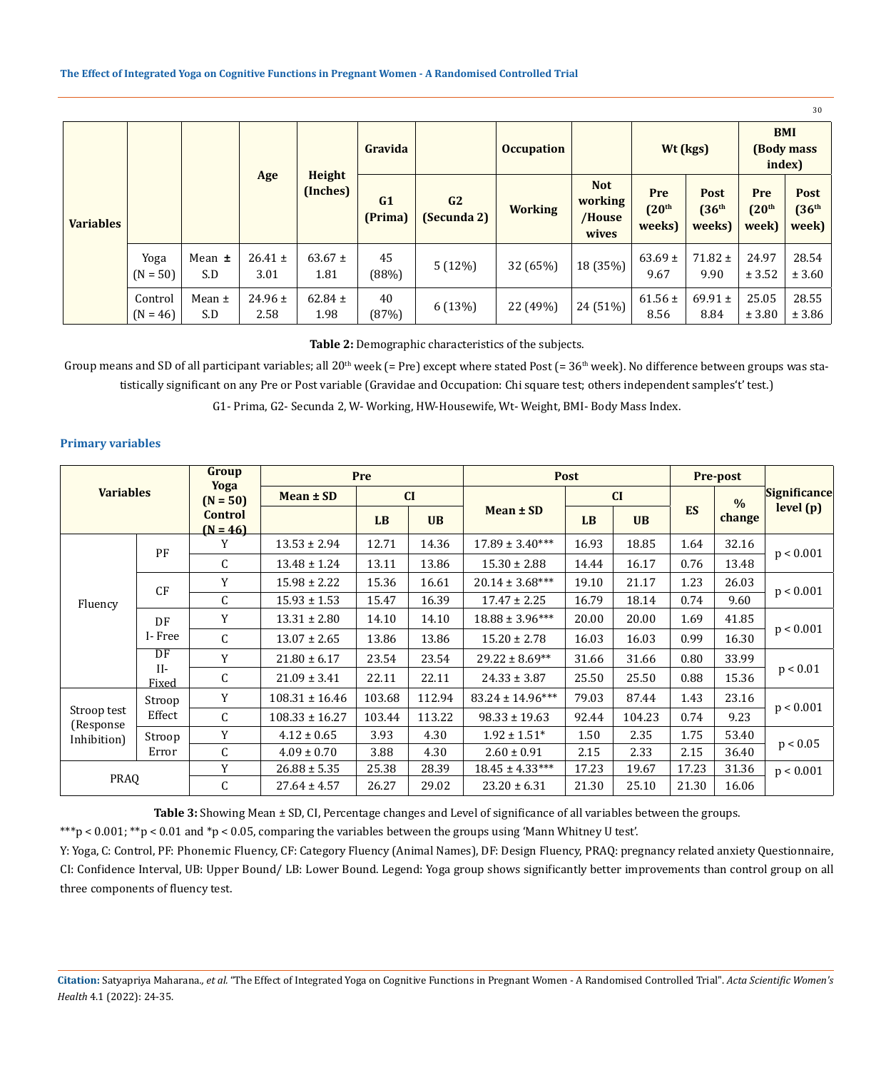| Variables | | | Age | Height (Inches) | Gravida | | Occupation | | Wt (kgs) | | BMI (Body mass index) | |
|---|---|---|---|---|---|---|---|---|---|---|---|---|
| | | | | | G1 (Prima) | G2 (Secunda 2) | Working | Not working /House wives | Pre (20th weeks) | Post (36th weeks) | Pre (20th week) | Post (36th week) |
| | Yoga (N = 50) | Mean ± S.D | 26.41 ± 3.01 | 63.67 ± 1.81 | 45 (88%) | 5 (12%) | 32 (65%) | 18 (35%) | 63.69 ± 9.67 | 71.82 ± 9.90 | 24.97 ± 3.52 | 28.54 ± 3.60 |
| | Control (N = 46) | Mean ± S.D | 24.96 ± 2.58 | 62.84 ± 1.98 | 40 (87%) | 6 (13%) | 22 (49%) | 24 (51%) | 61.56 ± 8.56 | 69.91 ± 8.84 | 25.05 ± 3.80 | 28.55 ± 3.86 |

**Table 2:** Demographic characteristics of the subjects.

Group means and SD of all participant variables; all 20th week (= Pre) except where stated Post (= 36th week). No difference between groups was statistically significant on any Pre or Post variable (Gravidae and Occupation: Chi square test; others independent samples't' test.)

G1- Prima, G2- Secunda 2, W- Working, HW-Housewife, Wt- Weight, BMI- Body Mass Index.

### Primary variables

| Variables | | Group Yoga (N = 50) Control (N = 46) | Pre | | | Post | | | Pre-post | | Significance level (p) |
|---|---|---|---|---|---|---|---|---|---|---|---|
| | | | Mean ± SD | CI | | Mean ± SD | CI | | ES | % change | |
| | | | | LB | UB | | LB | UB | | | |
| Fluency | PF | Y | 13.53 ± 2.94 | 12.71 | 14.36 | 17.89 ± 3.40*** | 16.93 | 18.85 | 1.64 | 32.16 | $p < 0.001$ |
| | | C | 13.48 ± 1.24 | 13.11 | 13.86 | 15.30 ± 2.88 | 14.44 | 16.17 | 0.76 | 13.48 | |
| | CF | Y | 15.98 ± 2.22 | 15.36 | 16.61 | 20.14 ± 3.68*** | 19.10 | 21.17 | 1.23 | 26.03 | $p < 0.001$ |
| | | C | 15.93 ± 1.53 | 15.47 | 16.39 | 17.47 ± 2.25 | 16.79 | 18.14 | 0.74 | 9.60 | |
| | DF I- Free | Y | 13.31 ± 2.80 | 14.10 | 14.10 | 18.88 ± 3.96*** | 20.00 | 20.00 | 1.69 | 41.85 | $p < 0.001$ |
| | | C | 13.07 ± 2.65 | 13.86 | 13.86 | 15.20 ± 2.78 | 16.03 | 16.03 | 0.99 | 16.30 | |
| | DF II- Fixed | Y | 21.80 ± 6.17 | 23.54 | 23.54 | 29.22 ± 8.69** | 31.66 | 31.66 | 0.80 | 33.99 | $p < 0.01$ |
| | | C | 21.09 ± 3.41 | 22.11 | 22.11 | 24.33 ± 3.87 | 25.50 | 25.50 | 0.88 | 15.36 | |
| Stroop test (Response Inhibition) | Stroop Effect | Y | 108.31 ± 16.46 | 103.68 | 112.94 | 83.24 ± 14.96*** | 79.03 | 87.44 | 1.43 | 23.16 | $p < 0.001$ |
| | | C | 108.33 ± 16.27 | 103.44 | 113.22 | 98.33 ± 19.63 | 92.44 | 104.23 | 0.74 | 9.23 | |
| | Stroop Error | Y | 4.12 ± 0.65 | 3.93 | 4.30 | 1.92 ± 1.51* | 1.50 | 2.35 | 1.75 | 53.40 | $p < 0.05$ |
| | | C | 4.09 ± 0.70 | 3.88 | 4.30 | 2.60 ± 0.91 | 2.15 | 2.33 | 2.15 | 36.40 | |
| PRAQ | | Y | 26.88 ± 5.35 | 25.38 | 28.39 | 18.45 ± 4.33*** | 17.23 | 19.67 | 17.23 | 31.36 | $p < 0.001$ |
| | | C | 27.64 ± 4.57 | 26.27 | 29.02 | 23.20 ± 6.31 | 21.30 | 25.10 | 21.30 | 16.06 | |

**Table 3:** Showing Mean ± SD, CI, Percentage changes and Level of significance of all variables between the groups.

***$p < 0.001$; **$p < 0.01$ and *$p < 0.05$, comparing the variables between the groups using 'Mann Whitney U test'.

Y: Yoga, C: Control, PF: Phonemic Fluency, CF: Category Fluency (Animal Names), DF: Design Fluency, PRAQ: pregnancy related anxiety Questionnaire, CI: Confidence Interval, UB: Upper Bound/ LB: Lower Bound. Legend: Yoga group shows significantly better improvements than control group on all three components of fluency test.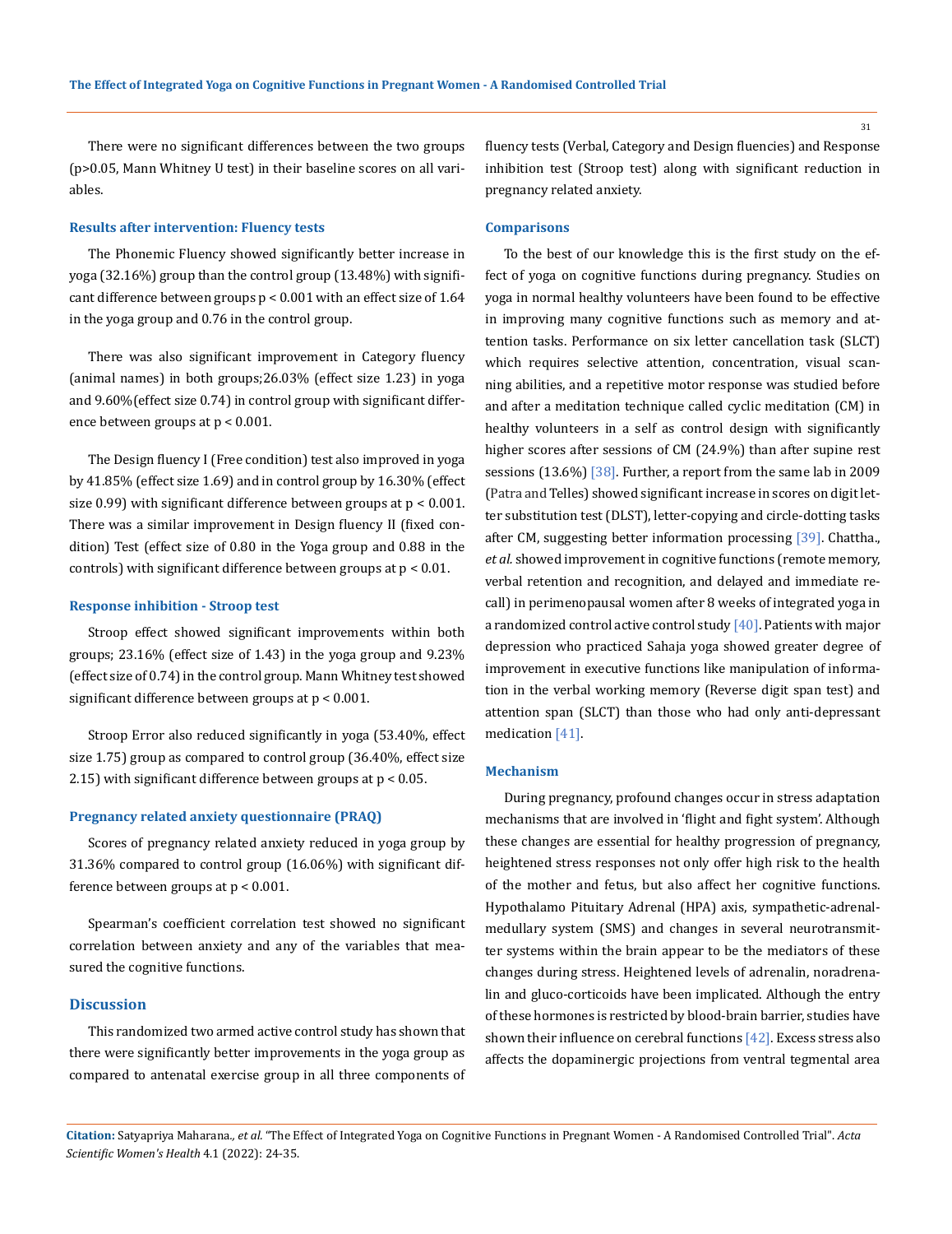There were no significant differences between the two groups ($p>0.05$, Mann Whitney U test) in their baseline scores on all variables.

### Results after intervention: Fluency tests

The Phonemic Fluency showed significantly better increase in yoga (32.16%) group than the control group (13.48%) with significant difference between groups $p < 0.001$ with an effect size of 1.64 in the yoga group and 0.76 in the control group.

There was also significant improvement in Category fluency (animal names) in both groups;26.03% (effect size 1.23) in yoga and 9.60%(effect size 0.74) in control group with significant difference between groups at $p < 0.001$.

The Design fluency I (Free condition) test also improved in yoga by 41.85% (effect size 1.69) and in control group by 16.30% (effect size 0.99) with significant difference between groups at $p < 0.001$. There was a similar improvement in Design fluency II (fixed condition) Test (effect size of 0.80 in the Yoga group and 0.88 in the controls) with significant difference between groups at $p < 0.01$.

### Response inhibition - Stroop test

Stroop effect showed significant improvements within both groups; 23.16% (effect size of 1.43) in the yoga group and 9.23% (effect size of 0.74) in the control group. Mann Whitney test showed significant difference between groups at $p < 0.001$.

Stroop Error also reduced significantly in yoga (53.40%, effect size 1.75) group as compared to control group (36.40%, effect size 2.15) with significant difference between groups at $p < 0.05$.

### Pregnancy related anxiety questionnaire (PRAQ)

Scores of pregnancy related anxiety reduced in yoga group by 31.36% compared to control group (16.06%) with significant difference between groups at $p < 0.001$.

Spearman's coefficient correlation test showed no significant correlation between anxiety and any of the variables that measured the cognitive functions.

## Discussion

This randomized two armed active control study has shown that there were significantly better improvements in the yoga group as compared to antenatal exercise group in all three components of fluency tests (Verbal, Category and Design fluencies) and Response inhibition test (Stroop test) along with significant reduction in pregnancy related anxiety.

### Comparisons

To the best of our knowledge this is the first study on the effect of yoga on cognitive functions during pregnancy. Studies on yoga in normal healthy volunteers have been found to be effective in improving many cognitive functions such as memory and attention tasks. Performance on six letter cancellation task (SLCT) which requires selective attention, concentration, visual scanning abilities, and a repetitive motor response was studied before and after a meditation technique called cyclic meditation (CM) in healthy volunteers in a self as control design with significantly higher scores after sessions of CM (24.9%) than after supine rest sessions (13.6%) [38]. Further, a report from the same lab in 2009 (Patra and Telles) showed significant increase in scores on digit letter substitution test (DLST), letter-copying and circle-dotting tasks after CM, suggesting better information processing [39]. Chattha., *et al.* showed improvement in cognitive functions (remote memory, verbal retention and recognition, and delayed and immediate recall) in perimenopausal women after 8 weeks of integrated yoga in a randomized control active control study [40]. Patients with major depression who practiced Sahaja yoga showed greater degree of improvement in executive functions like manipulation of information in the verbal working memory (Reverse digit span test) and attention span (SLCT) than those who had only anti-depressant medication [41].

### Mechanism

During pregnancy, profound changes occur in stress adaptation mechanisms that are involved in 'flight and fight system'. Although these changes are essential for healthy progression of pregnancy, heightened stress responses not only offer high risk to the health of the mother and fetus, but also affect her cognitive functions. Hypothalamo Pituitary Adrenal (HPA) axis, sympathetic-adrenal-medullary system (SMS) and changes in several neurotransmitter systems within the brain appear to be the mediators of these changes during stress. Heightened levels of adrenalin, noradrenalin and gluco-corticoids have been implicated. Although the entry of these hormones is restricted by blood-brain barrier, studies have shown their influence on cerebral functions [42]. Excess stress also affects the dopaminergic projections from ventral tegmental area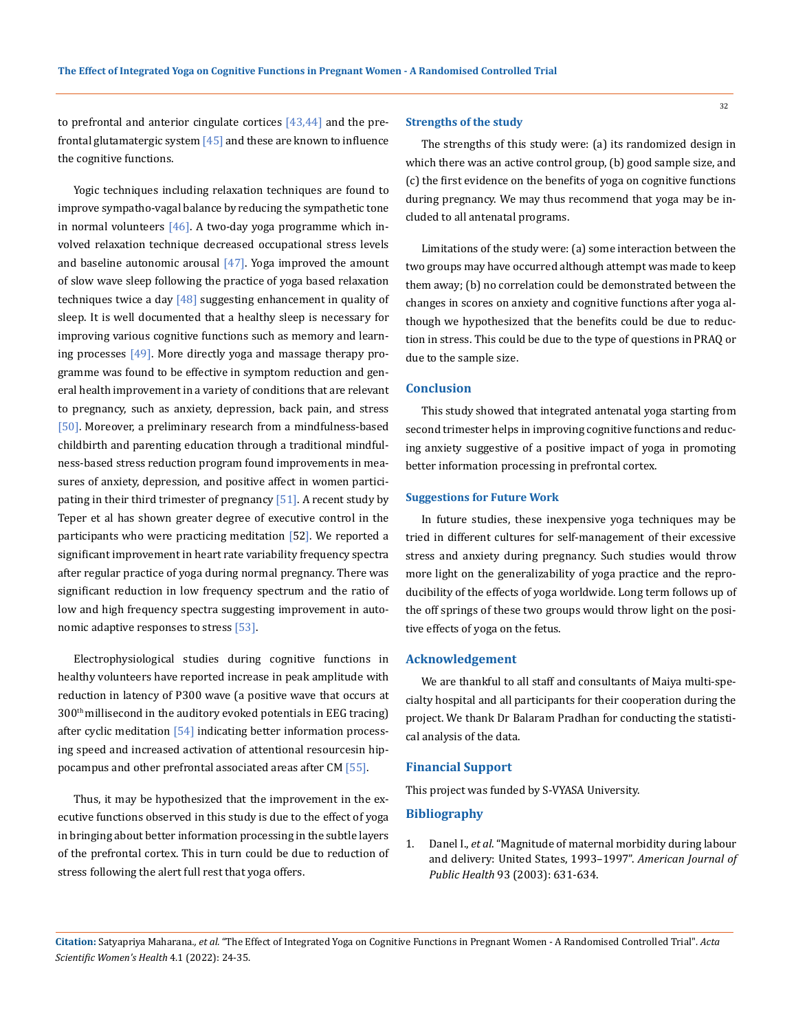to prefrontal and anterior cingulate cortices [43,44] and the prefrontal glutamatergic system [45] and these are known to influence the cognitive functions.

Yogic techniques including relaxation techniques are found to improve sympatho-vagal balance by reducing the sympathetic tone in normal volunteers [46]. A two-day yoga programme which involved relaxation technique decreased occupational stress levels and baseline autonomic arousal [47]. Yoga improved the amount of slow wave sleep following the practice of yoga based relaxation techniques twice a day [48] suggesting enhancement in quality of sleep. It is well documented that a healthy sleep is necessary for improving various cognitive functions such as memory and learning processes [49]. More directly yoga and massage therapy programme was found to be effective in symptom reduction and general health improvement in a variety of conditions that are relevant to pregnancy, such as anxiety, depression, back pain, and stress [50]. Moreover, a preliminary research from a mindfulness-based childbirth and parenting education through a traditional mindfulness-based stress reduction program found improvements in measures of anxiety, depression, and positive affect in women participating in their third trimester of pregnancy [51]. A recent study by Teper et al has shown greater degree of executive control in the participants who were practicing meditation [52]. We reported a significant improvement in heart rate variability frequency spectra after regular practice of yoga during normal pregnancy. There was significant reduction in low frequency spectrum and the ratio of low and high frequency spectra suggesting improvement in autonomic adaptive responses to stress [53].

Electrophysiological studies during cognitive functions in healthy volunteers have reported increase in peak amplitude with reduction in latency of P300 wave (a positive wave that occurs at 300th millisecond in the auditory evoked potentials in EEG tracing) after cyclic meditation [54] indicating better information processing speed and increased activation of attentional resourcesin hippocampus and other prefrontal associated areas after CM [55].

Thus, it may be hypothesized that the improvement in the executive functions observed in this study is due to the effect of yoga in bringing about better information processing in the subtle layers of the prefrontal cortex. This in turn could be due to reduction of stress following the alert full rest that yoga offers.

### Strengths of the study

The strengths of this study were: (a) its randomized design in which there was an active control group, (b) good sample size, and (c) the first evidence on the benefits of yoga on cognitive functions during pregnancy. We may thus recommend that yoga may be included to all antenatal programs.

Limitations of the study were: (a) some interaction between the two groups may have occurred although attempt was made to keep them away; (b) no correlation could be demonstrated between the changes in scores on anxiety and cognitive functions after yoga although we hypothesized that the benefits could be due to reduction in stress. This could be due to the type of questions in PRAQ or due to the sample size.

## Conclusion

This study showed that integrated antenatal yoga starting from second trimester helps in improving cognitive functions and reducing anxiety suggestive of a positive impact of yoga in promoting better information processing in prefrontal cortex.

### Suggestions for Future Work

In future studies, these inexpensive yoga techniques may be tried in different cultures for self-management of their excessive stress and anxiety during pregnancy. Such studies would throw more light on the generalizability of yoga practice and the reproducibility of the effects of yoga worldwide. Long term follows up of the off springs of these two groups would throw light on the positive effects of yoga on the fetus.

## Acknowledgement

We are thankful to all staff and consultants of Maiya multi-specialty hospital and all participants for their cooperation during the project. We thank Dr Balaram Pradhan for conducting the statistical analysis of the data.

## Financial Support

This project was funded by S-VYASA University.

## Bibliography

1. Danel I., *et al*. "Magnitude of maternal morbidity during labour and delivery: United States, 1993–1997". *American Journal of Public Health* 93 (2003): 631-634.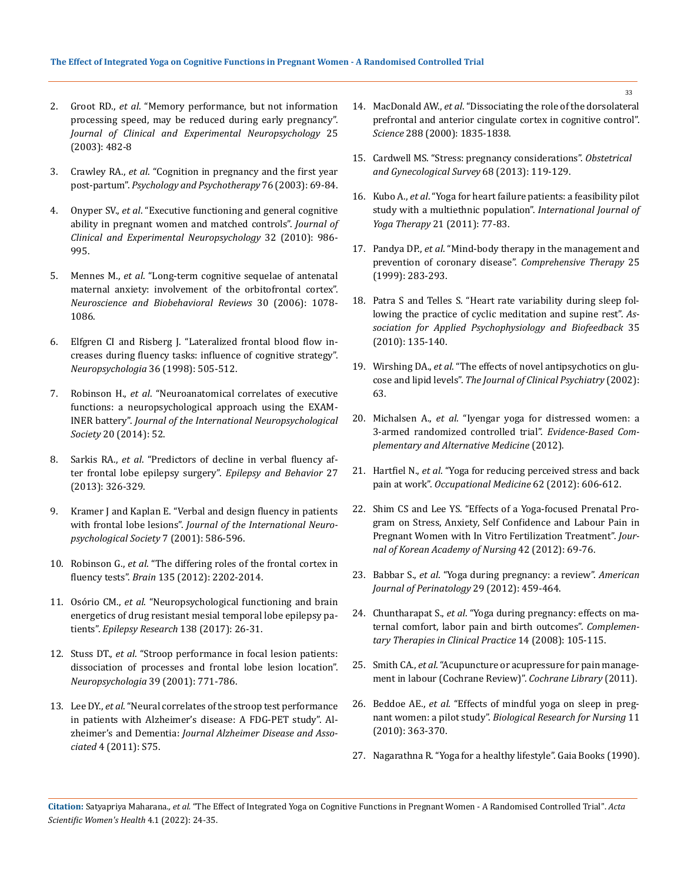2. Groot RD., *et al*. "Memory performance, but not information processing speed, may be reduced during early pregnancy". *Journal of Clinical and Experimental Neuropsychology* 25 (2003): 482-8

3. Crawley RA., *et al*. "Cognition in pregnancy and the first year post-partum". *Psychology and Psychotherapy* 76 (2003): 69-84.

4. Onyper SV., *et al*. "Executive functioning and general cognitive ability in pregnant women and matched controls". *Journal of Clinical and Experimental Neuropsychology* 32 (2010): 986-995.

5. Mennes M., *et al*. "Long-term cognitive sequelae of antenatal maternal anxiety: involvement of the orbitofrontal cortex". *Neuroscience and Biobehavioral Reviews* 30 (2006): 1078-1086.

6. Elfgren CI and Risberg J. "Lateralized frontal blood flow increases during fluency tasks: influence of cognitive strategy". *Neuropsychologia* 36 (1998): 505-512.

7. Robinson H., *et al*. "Neuroanatomical correlates of executive functions: a neuropsychological approach using the EXAMINER battery". *Journal of the International Neuropsychological Society* 20 (2014): 52.

8. Sarkis RA., *et al*. "Predictors of decline in verbal fluency after frontal lobe epilepsy surgery". *Epilepsy and Behavior* 27 (2013): 326-329.

9. Kramer J and Kaplan E. "Verbal and design fluency in patients with frontal lobe lesions". *Journal of the International Neuropsychological Society* 7 (2001): 586-596.

10. Robinson G., *et al*. "The differing roles of the frontal cortex in fluency tests". *Brain* 135 (2012): 2202-2014.

11. Osório CM., *et al*. "Neuropsychological functioning and brain energetics of drug resistant mesial temporal lobe epilepsy patients". *Epilepsy Research* 138 (2017): 26-31.

12. Stuss DT., *et al*. "Stroop performance in focal lesion patients: dissociation of processes and frontal lobe lesion location". *Neuropsychologia* 39 (2001): 771-786.

13. Lee DY., *et al*. "Neural correlates of the stroop test performance in patients with Alzheimer's disease: A FDG-PET study". Alzheimer's and Dementia: *Journal Alzheimer Disease and Associated* 4 (2011): S75.

14. MacDonald AW., *et al*. "Dissociating the role of the dorsolateral prefrontal and anterior cingulate cortex in cognitive control". *Science* 288 (2000): 1835-1838.

15. Cardwell MS. "Stress: pregnancy considerations". *Obstetrical and Gynecological Survey* 68 (2013): 119-129.

16. Kubo A., *et al*. "Yoga for heart failure patients: a feasibility pilot study with a multiethnic population". *International Journal of Yoga Therapy* 21 (2011): 77-83.

17. Pandya DP., *et al*. "Mind-body therapy in the management and prevention of coronary disease". *Comprehensive Therapy* 25 (1999): 283-293.

18. Patra S and Telles S. "Heart rate variability during sleep following the practice of cyclic meditation and supine rest". *Association for Applied Psychophysiology and Biofeedback* 35 (2010): 135-140.

19. Wirshing DA., *et al*. "The effects of novel antipsychotics on glucose and lipid levels". *The Journal of Clinical Psychiatry* (2002): 63.

20. Michalsen A., *et al*. "Iyengar yoga for distressed women: a 3-armed randomized controlled trial". *Evidence-Based Complementary and Alternative Medicine* (2012).

21. Hartfiel N., *et al*. "Yoga for reducing perceived stress and back pain at work". *Occupational Medicine* 62 (2012): 606-612.

22. Shim CS and Lee YS. "Effects of a Yoga-focused Prenatal Program on Stress, Anxiety, Self Confidence and Labour Pain in Pregnant Women with In Vitro Fertilization Treatment". *Journal of Korean Academy of Nursing* 42 (2012): 69-76.

23. Babbar S., *et al*. "Yoga during pregnancy: a review". *American Journal of Perinatology* 29 (2012): 459-464.

24. Chuntharapat S., *et al*. "Yoga during pregnancy: effects on maternal comfort, labor pain and birth outcomes". *Complementary Therapies in Clinical Practice* 14 (2008): 105-115.

25. Smith CA., *et al*. "Acupuncture or acupressure for pain management in labour (Cochrane Review)". *Cochrane Library* (2011).

26. Beddoe AE., *et al*. "Effects of mindful yoga on sleep in pregnant women: a pilot study". *Biological Research for Nursing* 11 (2010): 363-370.

27. Nagarathna R. "Yoga for a healthy lifestyle". Gaia Books (1990).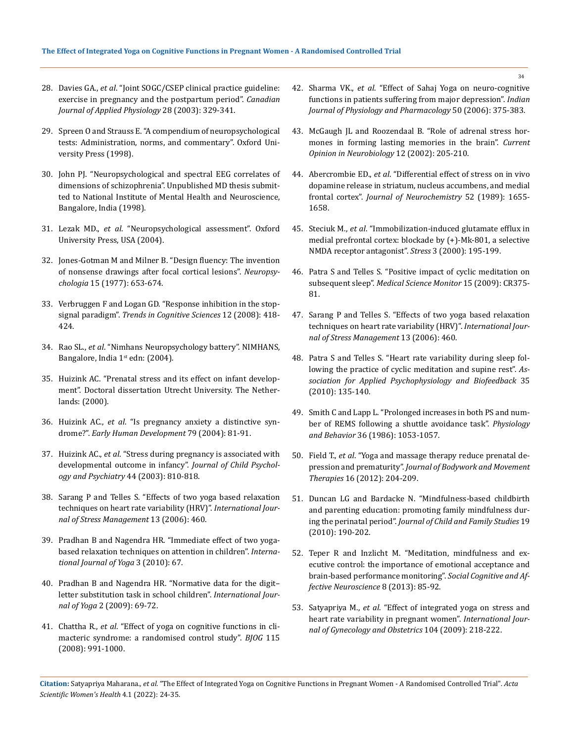28. Davies GA., *et al*. "Joint SOGC/CSEP clinical practice guideline: exercise in pregnancy and the postpartum period". *Canadian Journal of Applied Physiology* 28 (2003): 329-341.

29. Spreen O and Strauss E. "A compendium of neuropsychological tests: Administration, norms, and commentary". Oxford University Press (1998).

30. John PJ. "Neuropsychological and spectral EEG correlates of dimensions of schizophrenia". Unpublished MD thesis submitted to National Institute of Mental Health and Neuroscience, Bangalore, India (1998).

31. Lezak MD., *et al*. "Neuropsychological assessment". Oxford University Press, USA (2004).

32. Jones-Gotman M and Milner B. "Design fluency: The invention of nonsense drawings after focal cortical lesions". *Neuropsychologia* 15 (1977): 653-674.

33. Verbruggen F and Logan GD. "Response inhibition in the stop-signal paradigm". *Trends in Cognitive Sciences* 12 (2008): 418-424.

34. Rao SL., *et al*. "Nimhans Neuropsychology battery". NIMHANS, Bangalore, India 1st edn: (2004).

35. Huizink AC. "Prenatal stress and its effect on infant development". Doctoral dissertation Utrecht University. The Netherlands: (2000).

36. Huizink AC., *et al*. "Is pregnancy anxiety a distinctive syndrome?". *Early Human Development* 79 (2004): 81-91.

37. Huizink AC., *et al*. "Stress during pregnancy is associated with developmental outcome in infancy". *Journal of Child Psychology and Psychiatry* 44 (2003): 810-818.

38. Sarang P and Telles S. "Effects of two yoga based relaxation techniques on heart rate variability (HRV)". *International Journal of Stress Management* 13 (2006): 460.

39. Pradhan B and Nagendra HR. "Immediate effect of two yoga-based relaxation techniques on attention in children". *International Journal of Yoga* 3 (2010): 67.

40. Pradhan B and Nagendra HR. "Normative data for the digit–letter substitution task in school children". *International Journal of Yoga* 2 (2009): 69-72.

41. Chattha R., *et al*. "Effect of yoga on cognitive functions in climacteric syndrome: a randomised control study". *BJOG* 115 (2008): 991-1000.

42. Sharma VK., *et al*. "Effect of Sahaj Yoga on neuro-cognitive functions in patients suffering from major depression". *Indian Journal of Physiology and Pharmacology* 50 (2006): 375-383.

43. McGaugh JL and Roozendaal B. "Role of adrenal stress hormones in forming lasting memories in the brain". *Current Opinion in Neurobiology* 12 (2002): 205-210.

44. Abercrombie ED., *et al*. "Differential effect of stress on in vivo dopamine release in striatum, nucleus accumbens, and medial frontal cortex". *Journal of Neurochemistry* 52 (1989): 1655-1658.

45. Steciuk M., *et al*. "Immobilization-induced glutamate efflux in medial prefrontal cortex: blockade by (+)-Mk-801, a selective NMDA receptor antagonist". *Stress* 3 (2000): 195-199.

46. Patra S and Telles S. "Positive impact of cyclic meditation on subsequent sleep". *Medical Science Monitor* 15 (2009): CR375-81.

47. Sarang P and Telles S. "Effects of two yoga based relaxation techniques on heart rate variability (HRV)". *International Journal of Stress Management* 13 (2006): 460.

48. Patra S and Telles S. "Heart rate variability during sleep following the practice of cyclic meditation and supine rest". *Association for Applied Psychophysiology and Biofeedback* 35 (2010): 135-140.

49. Smith C and Lapp L. "Prolonged increases in both PS and number of REMS following a shuttle avoidance task". *Physiology and Behavior* 36 (1986): 1053-1057.

50. Field T., *et al*. "Yoga and massage therapy reduce prenatal depression and prematurity". *Journal of Bodywork and Movement Therapies* 16 (2012): 204-209.

51. Duncan LG and Bardacke N. "Mindfulness-based childbirth and parenting education: promoting family mindfulness during the perinatal period". *Journal of Child and Family Studies* 19 (2010): 190-202.

52. Teper R and Inzlicht M. "Meditation, mindfulness and executive control: the importance of emotional acceptance and brain-based performance monitoring". *Social Cognitive and Affective Neuroscience* 8 (2013): 85-92.

53. Satyapriya M., *et al*. "Effect of integrated yoga on stress and heart rate variability in pregnant women". *International Journal of Gynecology and Obstetrics* 104 (2009): 218-222.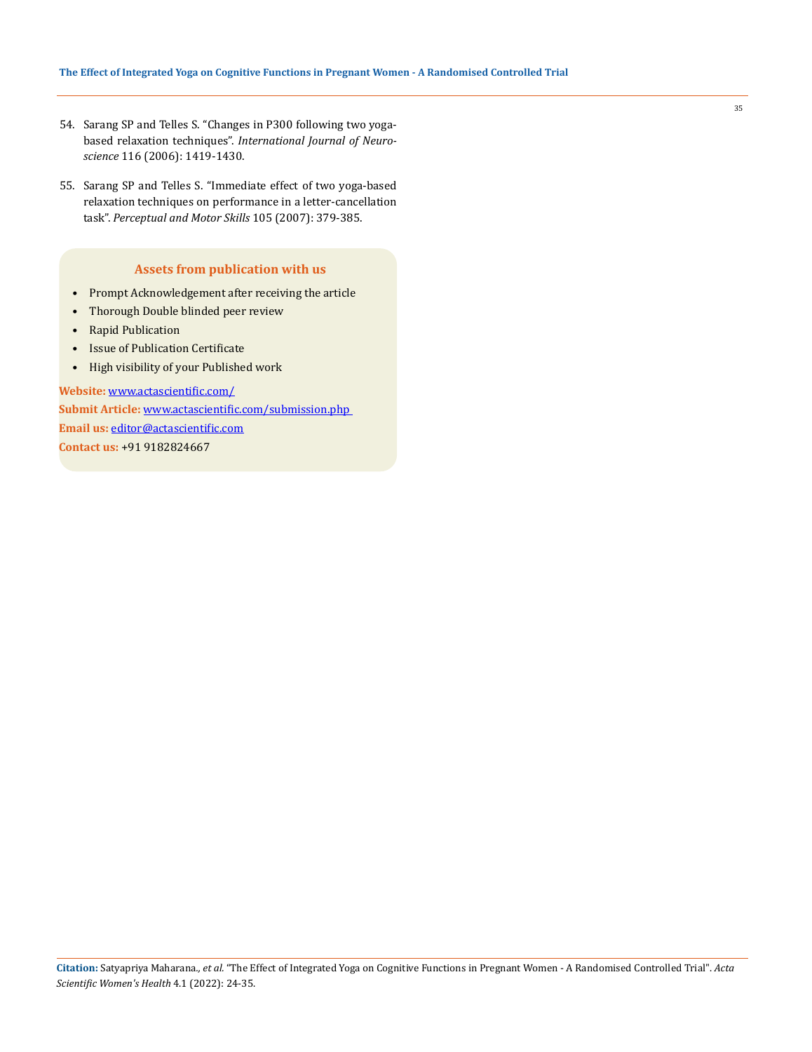54. Sarang SP and Telles S. "Changes in P300 following two yoga-based relaxation techniques". *International Journal of Neuroscience* 116 (2006): 1419-1430.

55. Sarang SP and Telles S. "Immediate effect of two yoga-based relaxation techniques on performance in a letter-cancellation task". *Perceptual and Motor Skills* 105 (2007): 379-385.

### Assets from publication with us

- Prompt Acknowledgement after receiving the article
- Thorough Double blinded peer review
- Rapid Publication
- Issue of Publication Certificate
- High visibility of your Published work

**Website:** www.actascientific.com/

**Submit Article:** www.actascientific.com/submission.php

**Email us:** editor@actascientific.com

**Contact us:** +91 9182824667